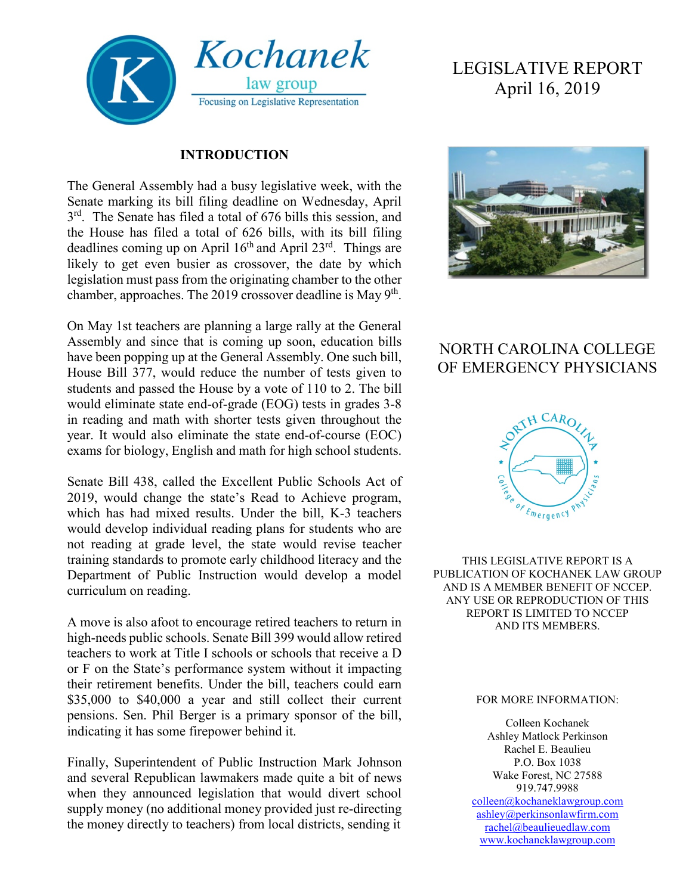Kochanek law group
Focusing on Legislative Representation

# LEGISLATIVE REPORT
April 16, 2019

## NORTH CAROLINA COLLEGE OF EMERGENCY PHYSICIANS

THIS LEGISLATIVE REPORT IS A PUBLICATION OF KOCHANEK LAW GROUP AND IS A MEMBER BENEFIT OF NCCEP. ANY USE OR REPRODUCTION OF THIS REPORT IS LIMITED TO NCCEP AND ITS MEMBERS.

FOR MORE INFORMATION:

Colleen Kochanek
Ashley Matlock Perkinson
Rachel E. Beaulieu
P.O. Box 1038
Wake Forest, NC 27588
919.747.9988
colleen@kochaneklawgroup.com
ashley@perkinsonlawfirm.com
rachel@beaulieuedlaw.com
www.kochaneklawgroup.com

## INTRODUCTION

The General Assembly had a busy legislative week, with the Senate marking its bill filing deadline on Wednesday, April 3rd. The Senate has filed a total of 676 bills this session, and the House has filed a total of 626 bills, with its bill filing deadlines coming up on April 16th and April 23rd. Things are likely to get even busier as crossover, the date by which legislation must pass from the originating chamber to the other chamber, approaches. The 2019 crossover deadline is May 9th.

On May 1st teachers are planning a large rally at the General Assembly and since that is coming up soon, education bills have been popping up at the General Assembly. One such bill, House Bill 377, would reduce the number of tests given to students and passed the House by a vote of 110 to 2. The bill would eliminate state end-of-grade (EOG) tests in grades 3-8 in reading and math with shorter tests given throughout the year. It would also eliminate the state end-of-course (EOC) exams for biology, English and math for high school students.

Senate Bill 438, called the Excellent Public Schools Act of 2019, would change the state's Read to Achieve program, which has had mixed results. Under the bill, K-3 teachers would develop individual reading plans for students who are not reading at grade level, the state would revise teacher training standards to promote early childhood literacy and the Department of Public Instruction would develop a model curriculum on reading.

A move is also afoot to encourage retired teachers to return in high-needs public schools. Senate Bill 399 would allow retired teachers to work at Title I schools or schools that receive a D or F on the State's performance system without it impacting their retirement benefits. Under the bill, teachers could earn $35,000 to $40,000 a year and still collect their current pensions. Sen. Phil Berger is a primary sponsor of the bill, indicating it has some firepower behind it.

Finally, Superintendent of Public Instruction Mark Johnson and several Republican lawmakers made quite a bit of news when they announced legislation that would divert school supply money (no additional money provided just re-directing the money directly to teachers) from local districts, sending it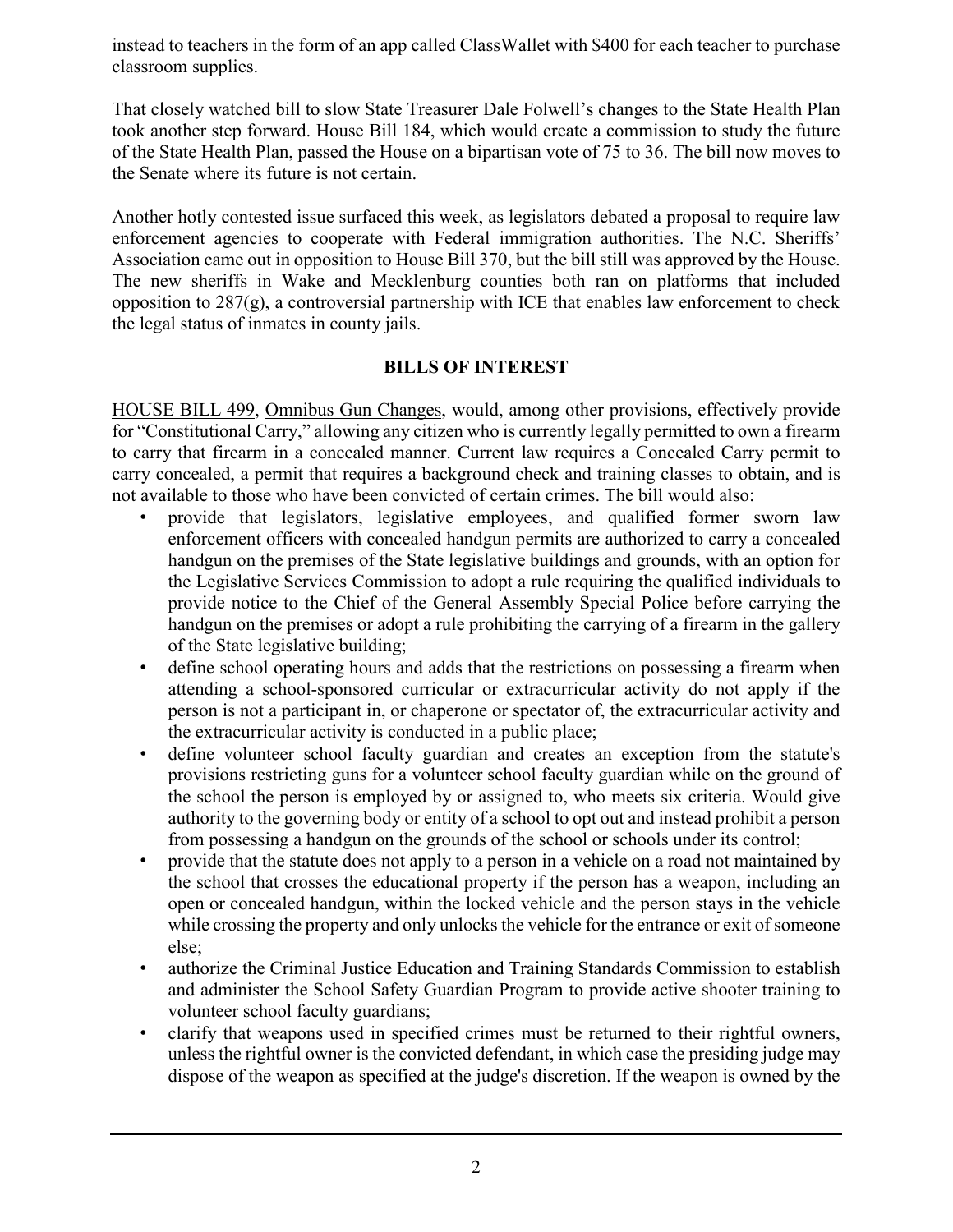instead to teachers in the form of an app called ClassWallet with $400 for each teacher to purchase classroom supplies.

That closely watched bill to slow State Treasurer Dale Folwell's changes to the State Health Plan took another step forward. House Bill 184, which would create a commission to study the future of the State Health Plan, passed the House on a bipartisan vote of 75 to 36. The bill now moves to the Senate where its future is not certain.

Another hotly contested issue surfaced this week, as legislators debated a proposal to require law enforcement agencies to cooperate with Federal immigration authorities. The N.C. Sheriffs' Association came out in opposition to House Bill 370, but the bill still was approved by the House. The new sheriffs in Wake and Mecklenburg counties both ran on platforms that included opposition to 287(g), a controversial partnership with ICE that enables law enforcement to check the legal status of inmates in county jails.

## BILLS OF INTEREST

HOUSE BILL 499, Omnibus Gun Changes, would, among other provisions, effectively provide for "Constitutional Carry," allowing any citizen who is currently legally permitted to own a firearm to carry that firearm in a concealed manner. Current law requires a Concealed Carry permit to carry concealed, a permit that requires a background check and training classes to obtain, and is not available to those who have been convicted of certain crimes. The bill would also:

- provide that legislators, legislative employees, and qualified former sworn law enforcement officers with concealed handgun permits are authorized to carry a concealed handgun on the premises of the State legislative buildings and grounds, with an option for the Legislative Services Commission to adopt a rule requiring the qualified individuals to provide notice to the Chief of the General Assembly Special Police before carrying the handgun on the premises or adopt a rule prohibiting the carrying of a firearm in the gallery of the State legislative building;
- define school operating hours and adds that the restrictions on possessing a firearm when attending a school-sponsored curricular or extracurricular activity do not apply if the person is not a participant in, or chaperone or spectator of, the extracurricular activity and the extracurricular activity is conducted in a public place;
- define volunteer school faculty guardian and creates an exception from the statute's provisions restricting guns for a volunteer school faculty guardian while on the ground of the school the person is employed by or assigned to, who meets six criteria. Would give authority to the governing body or entity of a school to opt out and instead prohibit a person from possessing a handgun on the grounds of the school or schools under its control;
- provide that the statute does not apply to a person in a vehicle on a road not maintained by the school that crosses the educational property if the person has a weapon, including an open or concealed handgun, within the locked vehicle and the person stays in the vehicle while crossing the property and only unlocks the vehicle for the entrance or exit of someone else;
- authorize the Criminal Justice Education and Training Standards Commission to establish and administer the School Safety Guardian Program to provide active shooter training to volunteer school faculty guardians;
- clarify that weapons used in specified crimes must be returned to their rightful owners, unless the rightful owner is the convicted defendant, in which case the presiding judge may dispose of the weapon as specified at the judge's discretion. If the weapon is owned by the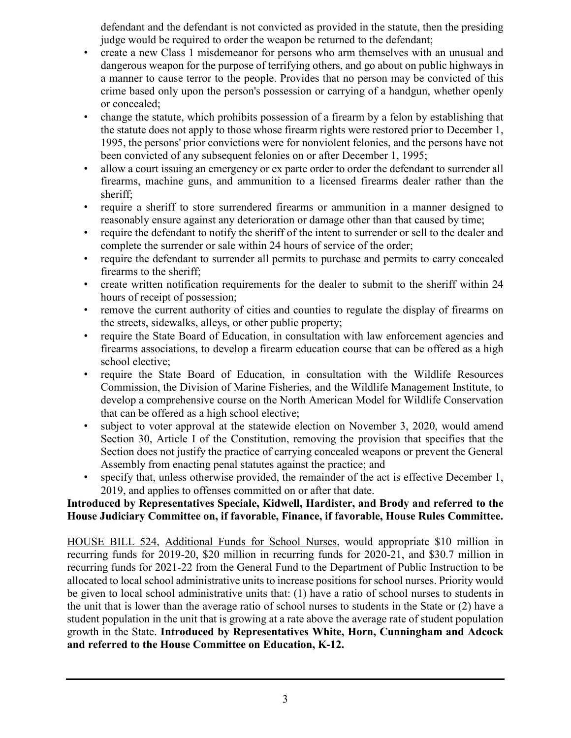defendant and the defendant is not convicted as provided in the statute, then the presiding judge would be required to order the weapon be returned to the defendant;

- create a new Class 1 misdemeanor for persons who arm themselves with an unusual and dangerous weapon for the purpose of terrifying others, and go about on public highways in a manner to cause terror to the people. Provides that no person may be convicted of this crime based only upon the person's possession or carrying of a handgun, whether openly or concealed;
- change the statute, which prohibits possession of a firearm by a felon by establishing that the statute does not apply to those whose firearm rights were restored prior to December 1, 1995, the persons' prior convictions were for nonviolent felonies, and the persons have not been convicted of any subsequent felonies on or after December 1, 1995;
- allow a court issuing an emergency or ex parte order to order the defendant to surrender all firearms, machine guns, and ammunition to a licensed firearms dealer rather than the sheriff;
- require a sheriff to store surrendered firearms or ammunition in a manner designed to reasonably ensure against any deterioration or damage other than that caused by time;
- require the defendant to notify the sheriff of the intent to surrender or sell to the dealer and complete the surrender or sale within 24 hours of service of the order;
- require the defendant to surrender all permits to purchase and permits to carry concealed firearms to the sheriff;
- create written notification requirements for the dealer to submit to the sheriff within 24 hours of receipt of possession;
- remove the current authority of cities and counties to regulate the display of firearms on the streets, sidewalks, alleys, or other public property;
- require the State Board of Education, in consultation with law enforcement agencies and firearms associations, to develop a firearm education course that can be offered as a high school elective;
- require the State Board of Education, in consultation with the Wildlife Resources Commission, the Division of Marine Fisheries, and the Wildlife Management Institute, to develop a comprehensive course on the North American Model for Wildlife Conservation that can be offered as a high school elective;
- subject to voter approval at the statewide election on November 3, 2020, would amend Section 30, Article I of the Constitution, removing the provision that specifies that the Section does not justify the practice of carrying concealed weapons or prevent the General Assembly from enacting penal statutes against the practice; and
- specify that, unless otherwise provided, the remainder of the act is effective December 1, 2019, and applies to offenses committed on or after that date.

**Introduced by Representatives Speciale, Kidwell, Hardister, and Brody and referred to the House Judiciary Committee on, if favorable, Finance, if favorable, House Rules Committee.**

HOUSE BILL 524, Additional Funds for School Nurses, would appropriate \$10 million in recurring funds for 2019-20, \$20 million in recurring funds for 2020-21, and \$30.7 million in recurring funds for 2021-22 from the General Fund to the Department of Public Instruction to be allocated to local school administrative units to increase positions for school nurses. Priority would be given to local school administrative units that: (1) have a ratio of school nurses to students in the unit that is lower than the average ratio of school nurses to students in the State or (2) have a student population in the unit that is growing at a rate above the average rate of student population growth in the State. **Introduced by Representatives White, Horn, Cunningham and Adcock and referred to the House Committee on Education, K-12.**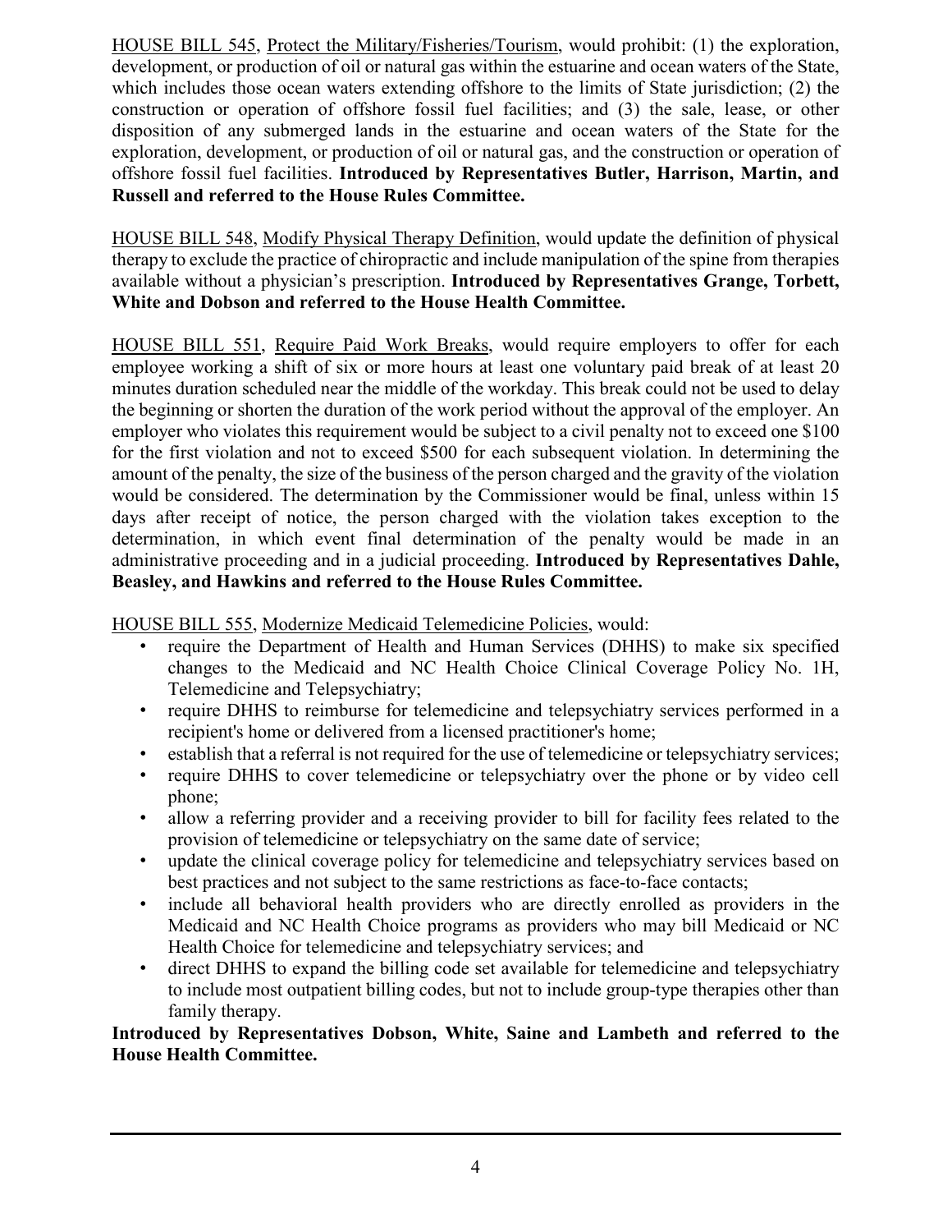HOUSE BILL 545, Protect the Military/Fisheries/Tourism, would prohibit: (1) the exploration, development, or production of oil or natural gas within the estuarine and ocean waters of the State, which includes those ocean waters extending offshore to the limits of State jurisdiction; (2) the construction or operation of offshore fossil fuel facilities; and (3) the sale, lease, or other disposition of any submerged lands in the estuarine and ocean waters of the State for the exploration, development, or production of oil or natural gas, and the construction or operation of offshore fossil fuel facilities. **Introduced by Representatives Butler, Harrison, Martin, and Russell and referred to the House Rules Committee.**

HOUSE BILL 548, Modify Physical Therapy Definition, would update the definition of physical therapy to exclude the practice of chiropractic and include manipulation of the spine from therapies available without a physician's prescription. **Introduced by Representatives Grange, Torbett, White and Dobson and referred to the House Health Committee.**

HOUSE BILL 551, Require Paid Work Breaks, would require employers to offer for each employee working a shift of six or more hours at least one voluntary paid break of at least 20 minutes duration scheduled near the middle of the workday. This break could not be used to delay the beginning or shorten the duration of the work period without the approval of the employer. An employer who violates this requirement would be subject to a civil penalty not to exceed one $100 for the first violation and not to exceed $500 for each subsequent violation. In determining the amount of the penalty, the size of the business of the person charged and the gravity of the violation would be considered. The determination by the Commissioner would be final, unless within 15 days after receipt of notice, the person charged with the violation takes exception to the determination, in which event final determination of the penalty would be made in an administrative proceeding and in a judicial proceeding. **Introduced by Representatives Dahle, Beasley, and Hawkins and referred to the House Rules Committee.**

HOUSE BILL 555, Modernize Medicaid Telemedicine Policies, would:

- require the Department of Health and Human Services (DHHS) to make six specified changes to the Medicaid and NC Health Choice Clinical Coverage Policy No. 1H, Telemedicine and Telepsychiatry;
- require DHHS to reimburse for telemedicine and telepsychiatry services performed in a recipient's home or delivered from a licensed practitioner's home;
- establish that a referral is not required for the use of telemedicine or telepsychiatry services;
- require DHHS to cover telemedicine or telepsychiatry over the phone or by video cell phone;
- allow a referring provider and a receiving provider to bill for facility fees related to the provision of telemedicine or telepsychiatry on the same date of service;
- update the clinical coverage policy for telemedicine and telepsychiatry services based on best practices and not subject to the same restrictions as face-to-face contacts;
- include all behavioral health providers who are directly enrolled as providers in the Medicaid and NC Health Choice programs as providers who may bill Medicaid or NC Health Choice for telemedicine and telepsychiatry services; and
- direct DHHS to expand the billing code set available for telemedicine and telepsychiatry to include most outpatient billing codes, but not to include group-type therapies other than family therapy.

**Introduced by Representatives Dobson, White, Saine and Lambeth and referred to the House Health Committee.**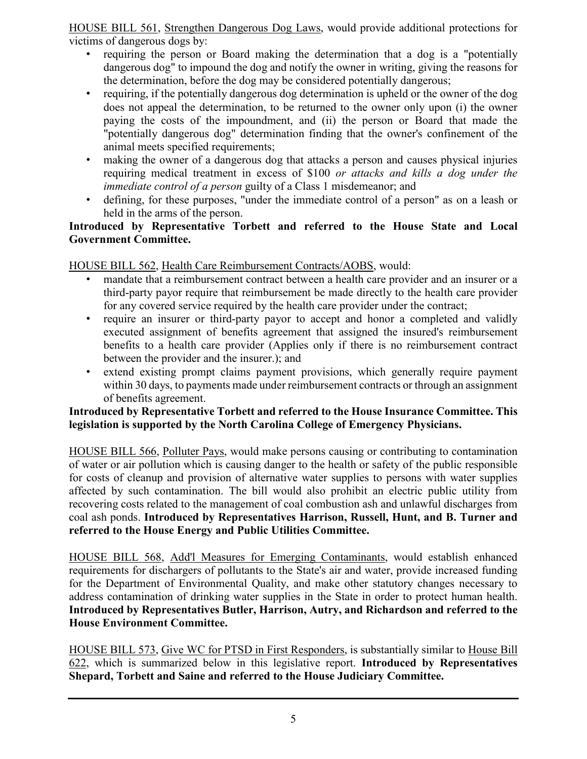HOUSE BILL 561, Strengthen Dangerous Dog Laws, would provide additional protections for victims of dangerous dogs by:

- requiring the person or Board making the determination that a dog is a "potentially dangerous dog" to impound the dog and notify the owner in writing, giving the reasons for the determination, before the dog may be considered potentially dangerous;
- requiring, if the potentially dangerous dog determination is upheld or the owner of the dog does not appeal the determination, to be returned to the owner only upon (i) the owner paying the costs of the impoundment, and (ii) the person or Board that made the "potentially dangerous dog" determination finding that the owner's confinement of the animal meets specified requirements;
- making the owner of a dangerous dog that attacks a person and causes physical injuries requiring medical treatment in excess of $100 *or attacks and kills a dog under the immediate control of a person* guilty of a Class 1 misdemeanor; and
- defining, for these purposes, "under the immediate control of a person" as on a leash or held in the arms of the person.

**Introduced by Representative Torbett and referred to the House State and Local Government Committee.**

HOUSE BILL 562, Health Care Reimbursement Contracts/AOBS, would:

- mandate that a reimbursement contract between a health care provider and an insurer or a third-party payor require that reimbursement be made directly to the health care provider for any covered service required by the health care provider under the contract;
- require an insurer or third-party payor to accept and honor a completed and validly executed assignment of benefits agreement that assigned the insured's reimbursement benefits to a health care provider (Applies only if there is no reimbursement contract between the provider and the insurer.); and
- extend existing prompt claims payment provisions, which generally require payment within 30 days, to payments made under reimbursement contracts or through an assignment of benefits agreement.

**Introduced by Representative Torbett and referred to the House Insurance Committee. This legislation is supported by the North Carolina College of Emergency Physicians.**

HOUSE BILL 566, Polluter Pays, would make persons causing or contributing to contamination of water or air pollution which is causing danger to the health or safety of the public responsible for costs of cleanup and provision of alternative water supplies to persons with water supplies affected by such contamination. The bill would also prohibit an electric public utility from recovering costs related to the management of coal combustion ash and unlawful discharges from coal ash ponds. **Introduced by Representatives Harrison, Russell, Hunt, and B. Turner and referred to the House Energy and Public Utilities Committee.**

HOUSE BILL 568, Add'l Measures for Emerging Contaminants, would establish enhanced requirements for dischargers of pollutants to the State's air and water, provide increased funding for the Department of Environmental Quality, and make other statutory changes necessary to address contamination of drinking water supplies in the State in order to protect human health. **Introduced by Representatives Butler, Harrison, Autry, and Richardson and referred to the House Environment Committee.**

HOUSE BILL 573, Give WC for PTSD in First Responders, is substantially similar to House Bill 622, which is summarized below in this legislative report. **Introduced by Representatives Shepard, Torbett and Saine and referred to the House Judiciary Committee.**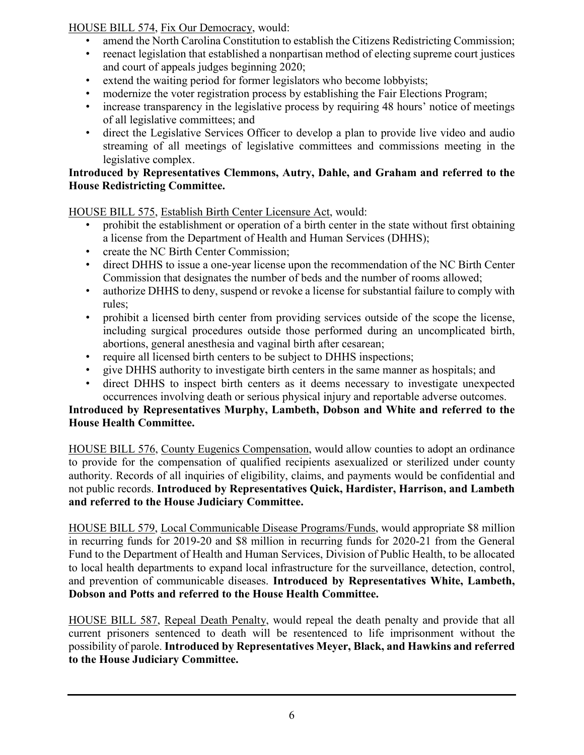HOUSE BILL 574, Fix Our Democracy, would:

- amend the North Carolina Constitution to establish the Citizens Redistricting Commission;
- reenact legislation that established a nonpartisan method of electing supreme court justices and court of appeals judges beginning 2020;
- extend the waiting period for former legislators who become lobbyists;
- modernize the voter registration process by establishing the Fair Elections Program;
- increase transparency in the legislative process by requiring 48 hours' notice of meetings of all legislative committees; and
- direct the Legislative Services Officer to develop a plan to provide live video and audio streaming of all meetings of legislative committees and commissions meeting in the legislative complex.

**Introduced by Representatives Clemmons, Autry, Dahle, and Graham and referred to the House Redistricting Committee.**

HOUSE BILL 575, Establish Birth Center Licensure Act, would:

- prohibit the establishment or operation of a birth center in the state without first obtaining a license from the Department of Health and Human Services (DHHS);
- create the NC Birth Center Commission;
- direct DHHS to issue a one-year license upon the recommendation of the NC Birth Center Commission that designates the number of beds and the number of rooms allowed;
- authorize DHHS to deny, suspend or revoke a license for substantial failure to comply with rules;
- prohibit a licensed birth center from providing services outside of the scope the license, including surgical procedures outside those performed during an uncomplicated birth, abortions, general anesthesia and vaginal birth after cesarean;
- require all licensed birth centers to be subject to DHHS inspections;
- give DHHS authority to investigate birth centers in the same manner as hospitals; and
- direct DHHS to inspect birth centers as it deems necessary to investigate unexpected occurrences involving death or serious physical injury and reportable adverse outcomes.

**Introduced by Representatives Murphy, Lambeth, Dobson and White and referred to the House Health Committee.**

HOUSE BILL 576, County Eugenics Compensation, would allow counties to adopt an ordinance to provide for the compensation of qualified recipients asexualized or sterilized under county authority. Records of all inquiries of eligibility, claims, and payments would be confidential and not public records. **Introduced by Representatives Quick, Hardister, Harrison, and Lambeth and referred to the House Judiciary Committee.**

HOUSE BILL 579, Local Communicable Disease Programs/Funds, would appropriate $8 million in recurring funds for 2019-20 and $8 million in recurring funds for 2020-21 from the General Fund to the Department of Health and Human Services, Division of Public Health, to be allocated to local health departments to expand local infrastructure for the surveillance, detection, control, and prevention of communicable diseases. **Introduced by Representatives White, Lambeth, Dobson and Potts and referred to the House Health Committee.**

HOUSE BILL 587, Repeal Death Penalty, would repeal the death penalty and provide that all current prisoners sentenced to death will be resentenced to life imprisonment without the possibility of parole. **Introduced by Representatives Meyer, Black, and Hawkins and referred to the House Judiciary Committee.**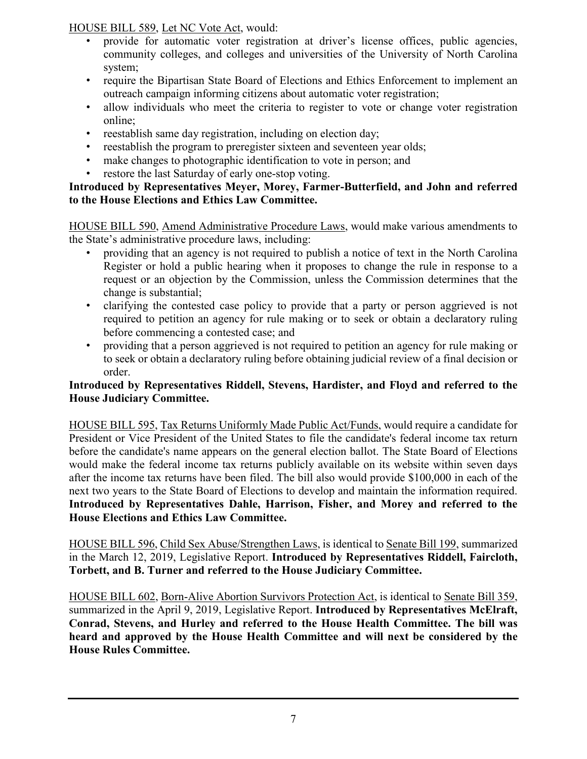HOUSE BILL 589, Let NC Vote Act, would:

- provide for automatic voter registration at driver's license offices, public agencies, community colleges, and colleges and universities of the University of North Carolina system;
- require the Bipartisan State Board of Elections and Ethics Enforcement to implement an outreach campaign informing citizens about automatic voter registration;
- allow individuals who meet the criteria to register to vote or change voter registration online;
- reestablish same day registration, including on election day;
- reestablish the program to preregister sixteen and seventeen year olds;
- make changes to photographic identification to vote in person; and
- restore the last Saturday of early one-stop voting.

**Introduced by Representatives Meyer, Morey, Farmer-Butterfield, and John and referred to the House Elections and Ethics Law Committee.**

HOUSE BILL 590, Amend Administrative Procedure Laws, would make various amendments to the State's administrative procedure laws, including:

- providing that an agency is not required to publish a notice of text in the North Carolina Register or hold a public hearing when it proposes to change the rule in response to a request or an objection by the Commission, unless the Commission determines that the change is substantial;
- clarifying the contested case policy to provide that a party or person aggrieved is not required to petition an agency for rule making or to seek or obtain a declaratory ruling before commencing a contested case; and
- providing that a person aggrieved is not required to petition an agency for rule making or to seek or obtain a declaratory ruling before obtaining judicial review of a final decision or order.

**Introduced by Representatives Riddell, Stevens, Hardister, and Floyd and referred to the House Judiciary Committee.**

HOUSE BILL 595, Tax Returns Uniformly Made Public Act/Funds, would require a candidate for President or Vice President of the United States to file the candidate's federal income tax return before the candidate's name appears on the general election ballot. The State Board of Elections would make the federal income tax returns publicly available on its website within seven days after the income tax returns have been filed. The bill also would provide $100,000 in each of the next two years to the State Board of Elections to develop and maintain the information required. **Introduced by Representatives Dahle, Harrison, Fisher, and Morey and referred to the House Elections and Ethics Law Committee.**

HOUSE BILL 596, Child Sex Abuse/Strengthen Laws, is identical to Senate Bill 199, summarized in the March 12, 2019, Legislative Report. **Introduced by Representatives Riddell, Faircloth, Torbett, and B. Turner and referred to the House Judiciary Committee.**

HOUSE BILL 602, Born-Alive Abortion Survivors Protection Act, is identical to Senate Bill 359, summarized in the April 9, 2019, Legislative Report. **Introduced by Representatives McElraft, Conrad, Stevens, and Hurley and referred to the House Health Committee. The bill was heard and approved by the House Health Committee and will next be considered by the House Rules Committee.**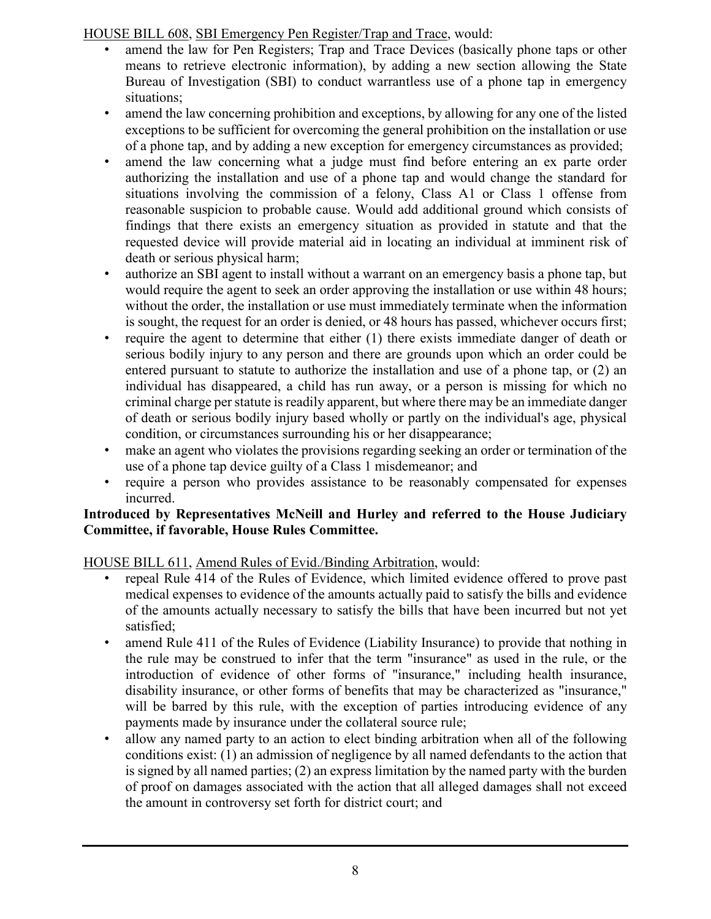HOUSE BILL 608, SBI Emergency Pen Register/Trap and Trace, would:

- amend the law for Pen Registers; Trap and Trace Devices (basically phone taps or other means to retrieve electronic information), by adding a new section allowing the State Bureau of Investigation (SBI) to conduct warrantless use of a phone tap in emergency situations;
- amend the law concerning prohibition and exceptions, by allowing for any one of the listed exceptions to be sufficient for overcoming the general prohibition on the installation or use of a phone tap, and by adding a new exception for emergency circumstances as provided;
- amend the law concerning what a judge must find before entering an ex parte order authorizing the installation and use of a phone tap and would change the standard for situations involving the commission of a felony, Class A1 or Class 1 offense from reasonable suspicion to probable cause. Would add additional ground which consists of findings that there exists an emergency situation as provided in statute and that the requested device will provide material aid in locating an individual at imminent risk of death or serious physical harm;
- authorize an SBI agent to install without a warrant on an emergency basis a phone tap, but would require the agent to seek an order approving the installation or use within 48 hours; without the order, the installation or use must immediately terminate when the information is sought, the request for an order is denied, or 48 hours has passed, whichever occurs first;
- require the agent to determine that either (1) there exists immediate danger of death or serious bodily injury to any person and there are grounds upon which an order could be entered pursuant to statute to authorize the installation and use of a phone tap, or (2) an individual has disappeared, a child has run away, or a person is missing for which no criminal charge per statute is readily apparent, but where there may be an immediate danger of death or serious bodily injury based wholly or partly on the individual's age, physical condition, or circumstances surrounding his or her disappearance;
- make an agent who violates the provisions regarding seeking an order or termination of the use of a phone tap device guilty of a Class 1 misdemeanor; and
- require a person who provides assistance to be reasonably compensated for expenses incurred.

**Introduced by Representatives McNeill and Hurley and referred to the House Judiciary Committee, if favorable, House Rules Committee.**

HOUSE BILL 611, Amend Rules of Evid./Binding Arbitration, would:

- repeal Rule 414 of the Rules of Evidence, which limited evidence offered to prove past medical expenses to evidence of the amounts actually paid to satisfy the bills and evidence of the amounts actually necessary to satisfy the bills that have been incurred but not yet satisfied;
- amend Rule 411 of the Rules of Evidence (Liability Insurance) to provide that nothing in the rule may be construed to infer that the term "insurance" as used in the rule, or the introduction of evidence of other forms of "insurance," including health insurance, disability insurance, or other forms of benefits that may be characterized as "insurance," will be barred by this rule, with the exception of parties introducing evidence of any payments made by insurance under the collateral source rule;
- allow any named party to an action to elect binding arbitration when all of the following conditions exist: (1) an admission of negligence by all named defendants to the action that is signed by all named parties; (2) an express limitation by the named party with the burden of proof on damages associated with the action that all alleged damages shall not exceed the amount in controversy set forth for district court; and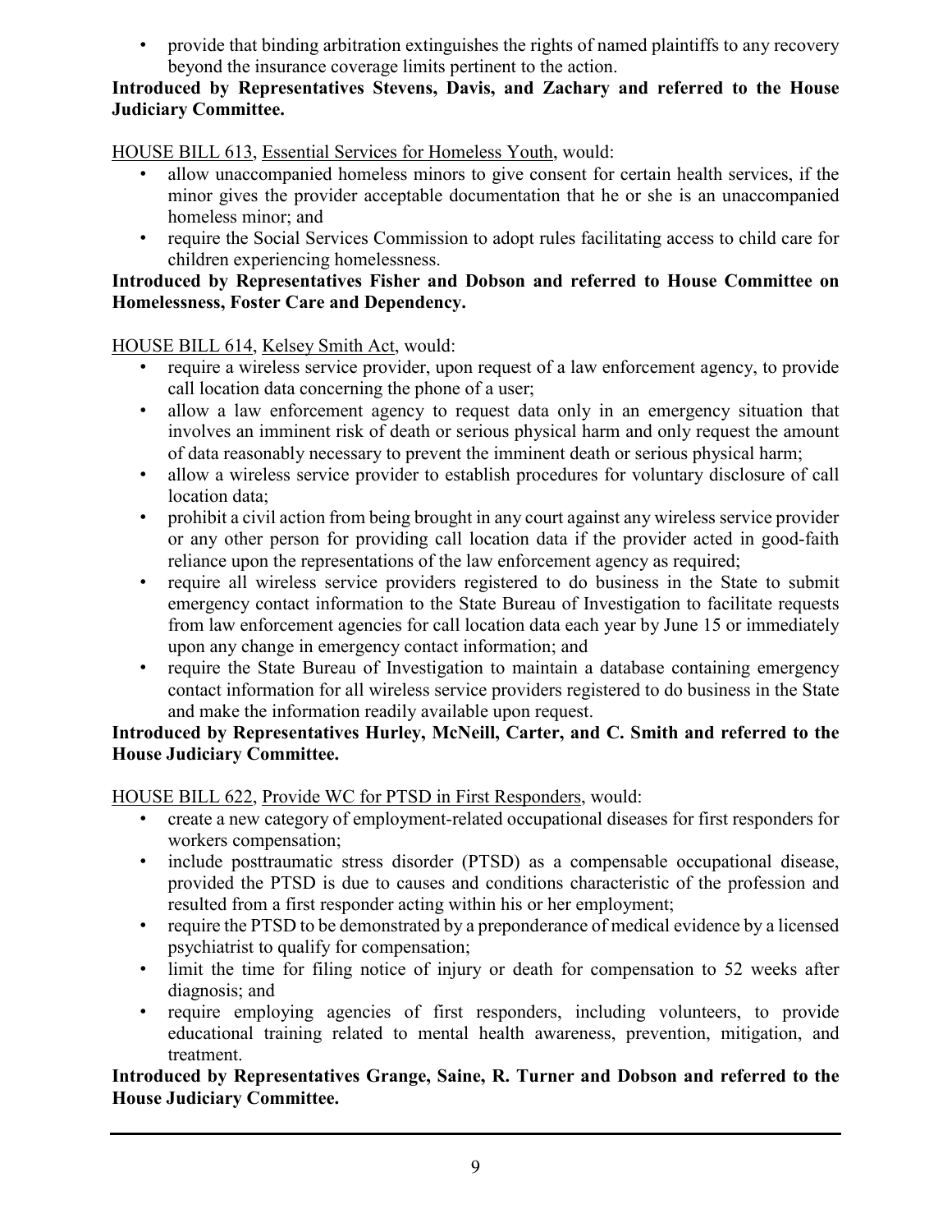- provide that binding arbitration extinguishes the rights of named plaintiffs to any recovery beyond the insurance coverage limits pertinent to the action.

**Introduced by Representatives Stevens, Davis, and Zachary and referred to the House Judiciary Committee.**

HOUSE BILL 613, Essential Services for Homeless Youth, would:

- allow unaccompanied homeless minors to give consent for certain health services, if the minor gives the provider acceptable documentation that he or she is an unaccompanied homeless minor; and
- require the Social Services Commission to adopt rules facilitating access to child care for children experiencing homelessness.

**Introduced by Representatives Fisher and Dobson and referred to House Committee on Homelessness, Foster Care and Dependency.**

HOUSE BILL 614, Kelsey Smith Act, would:

- require a wireless service provider, upon request of a law enforcement agency, to provide call location data concerning the phone of a user;
- allow a law enforcement agency to request data only in an emergency situation that involves an imminent risk of death or serious physical harm and only request the amount of data reasonably necessary to prevent the imminent death or serious physical harm;
- allow a wireless service provider to establish procedures for voluntary disclosure of call location data;
- prohibit a civil action from being brought in any court against any wireless service provider or any other person for providing call location data if the provider acted in good-faith reliance upon the representations of the law enforcement agency as required;
- require all wireless service providers registered to do business in the State to submit emergency contact information to the State Bureau of Investigation to facilitate requests from law enforcement agencies for call location data each year by June 15 or immediately upon any change in emergency contact information; and
- require the State Bureau of Investigation to maintain a database containing emergency contact information for all wireless service providers registered to do business in the State and make the information readily available upon request.

**Introduced by Representatives Hurley, McNeill, Carter, and C. Smith and referred to the House Judiciary Committee.**

HOUSE BILL 622, Provide WC for PTSD in First Responders, would:

- create a new category of employment-related occupational diseases for first responders for workers compensation;
- include posttraumatic stress disorder (PTSD) as a compensable occupational disease, provided the PTSD is due to causes and conditions characteristic of the profession and resulted from a first responder acting within his or her employment;
- require the PTSD to be demonstrated by a preponderance of medical evidence by a licensed psychiatrist to qualify for compensation;
- limit the time for filing notice of injury or death for compensation to 52 weeks after diagnosis; and
- require employing agencies of first responders, including volunteers, to provide educational training related to mental health awareness, prevention, mitigation, and treatment.

**Introduced by Representatives Grange, Saine, R. Turner and Dobson and referred to the House Judiciary Committee.**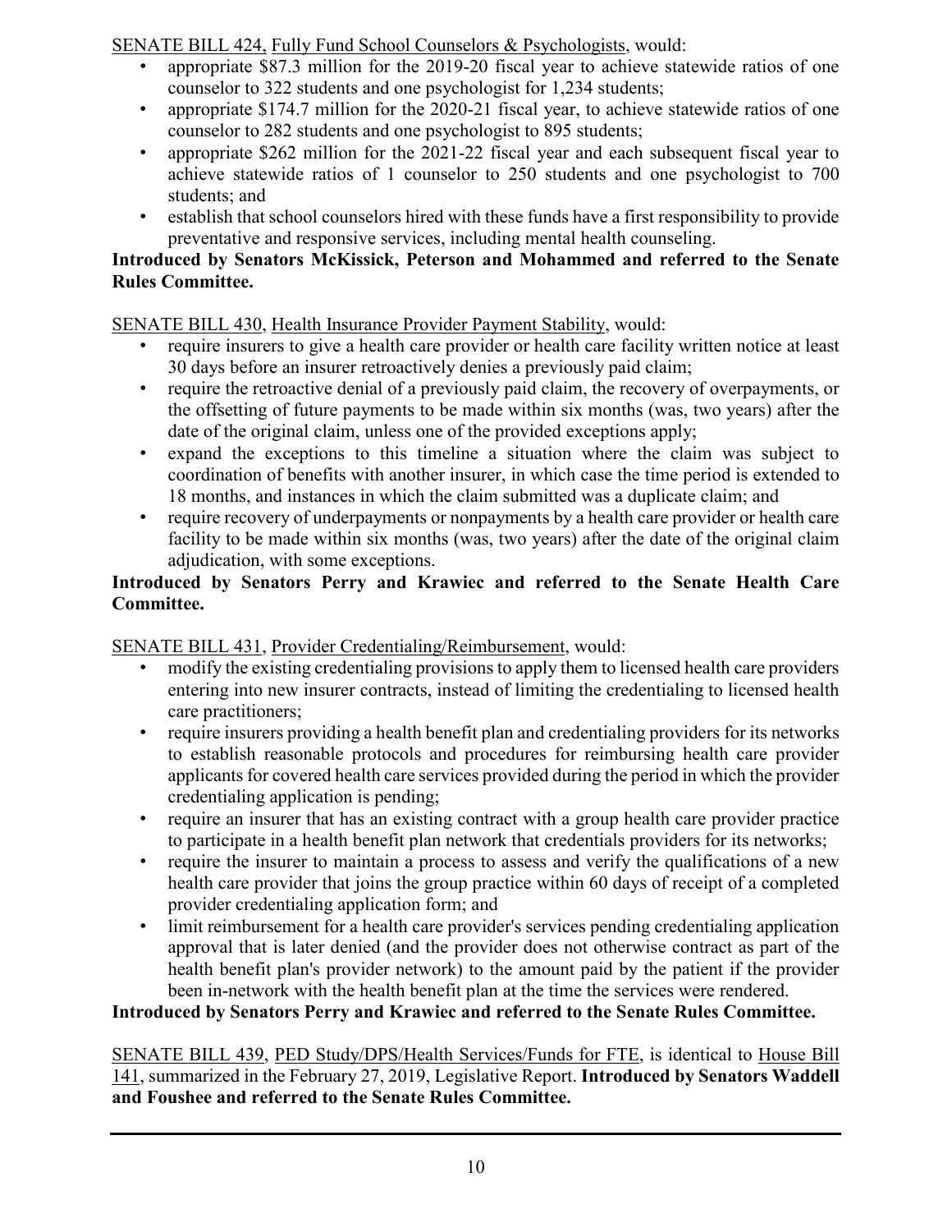SENATE BILL 424, Fully Fund School Counselors & Psychologists, would:

- appropriate $87.3 million for the 2019-20 fiscal year to achieve statewide ratios of one counselor to 322 students and one psychologist for 1,234 students;
- appropriate $174.7 million for the 2020-21 fiscal year, to achieve statewide ratios of one counselor to 282 students and one psychologist to 895 students;
- appropriate $262 million for the 2021-22 fiscal year and each subsequent fiscal year to achieve statewide ratios of 1 counselor to 250 students and one psychologist to 700 students; and
- establish that school counselors hired with these funds have a first responsibility to provide preventative and responsive services, including mental health counseling.

**Introduced by Senators McKissick, Peterson and Mohammed and referred to the Senate Rules Committee.**

SENATE BILL 430, Health Insurance Provider Payment Stability, would:

- require insurers to give a health care provider or health care facility written notice at least 30 days before an insurer retroactively denies a previously paid claim;
- require the retroactive denial of a previously paid claim, the recovery of overpayments, or the offsetting of future payments to be made within six months (was, two years) after the date of the original claim, unless one of the provided exceptions apply;
- expand the exceptions to this timeline a situation where the claim was subject to coordination of benefits with another insurer, in which case the time period is extended to 18 months, and instances in which the claim submitted was a duplicate claim; and
- require recovery of underpayments or nonpayments by a health care provider or health care facility to be made within six months (was, two years) after the date of the original claim adjudication, with some exceptions.

**Introduced by Senators Perry and Krawiec and referred to the Senate Health Care Committee.**

SENATE BILL 431, Provider Credentialing/Reimbursement, would:

- modify the existing credentialing provisions to apply them to licensed health care providers entering into new insurer contracts, instead of limiting the credentialing to licensed health care practitioners;
- require insurers providing a health benefit plan and credentialing providers for its networks to establish reasonable protocols and procedures for reimbursing health care provider applicants for covered health care services provided during the period in which the provider credentialing application is pending;
- require an insurer that has an existing contract with a group health care provider practice to participate in a health benefit plan network that credentials providers for its networks;
- require the insurer to maintain a process to assess and verify the qualifications of a new health care provider that joins the group practice within 60 days of receipt of a completed provider credentialing application form; and
- limit reimbursement for a health care provider's services pending credentialing application approval that is later denied (and the provider does not otherwise contract as part of the health benefit plan's provider network) to the amount paid by the patient if the provider been in-network with the health benefit plan at the time the services were rendered.

**Introduced by Senators Perry and Krawiec and referred to the Senate Rules Committee.**

SENATE BILL 439, PED Study/DPS/Health Services/Funds for FTE, is identical to House Bill 141, summarized in the February 27, 2019, Legislative Report. **Introduced by Senators Waddell and Foushee and referred to the Senate Rules Committee.**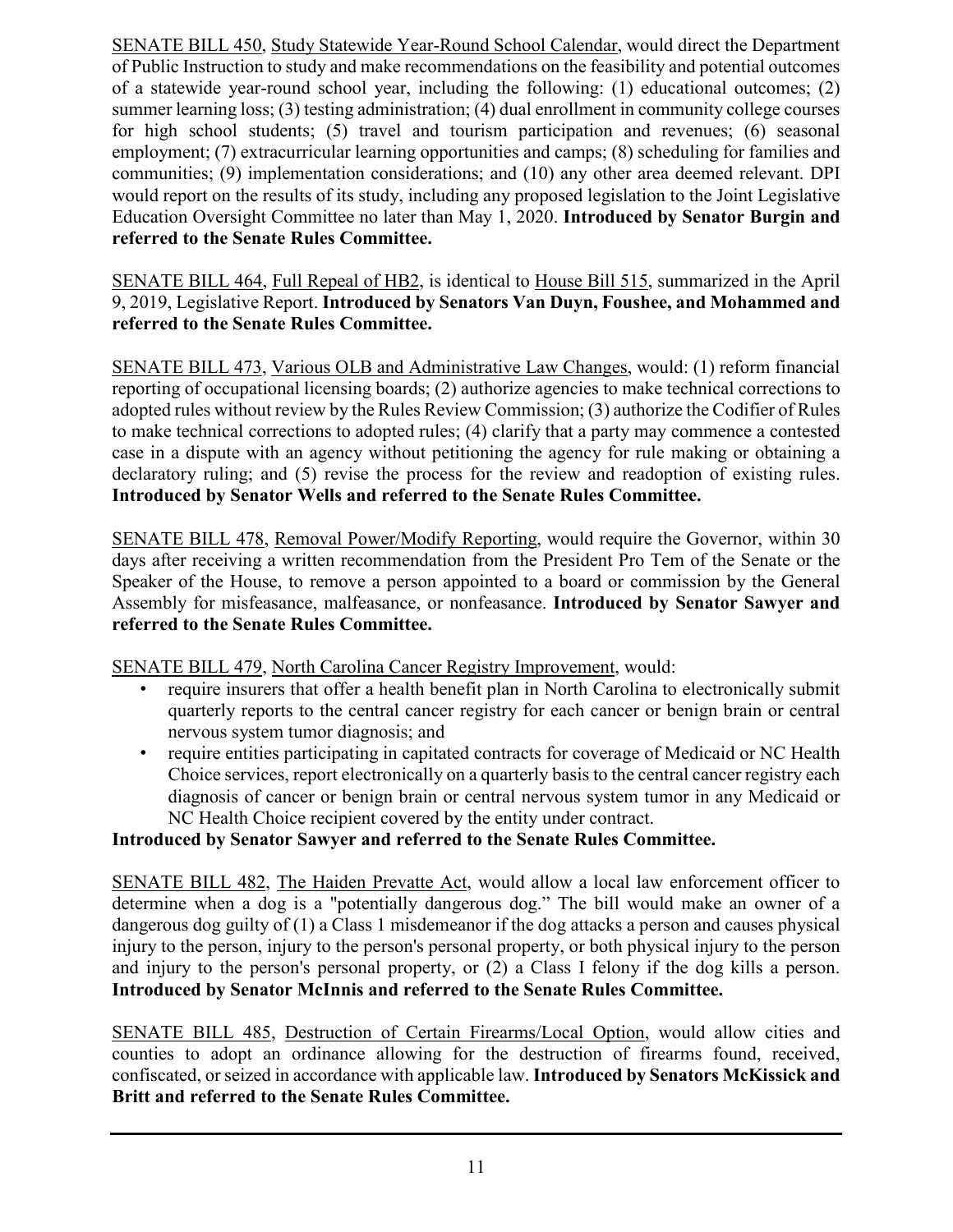SENATE BILL 450, Study Statewide Year-Round School Calendar, would direct the Department of Public Instruction to study and make recommendations on the feasibility and potential outcomes of a statewide year-round school year, including the following: (1) educational outcomes; (2) summer learning loss; (3) testing administration; (4) dual enrollment in community college courses for high school students; (5) travel and tourism participation and revenues; (6) seasonal employment; (7) extracurricular learning opportunities and camps; (8) scheduling for families and communities; (9) implementation considerations; and (10) any other area deemed relevant. DPI would report on the results of its study, including any proposed legislation to the Joint Legislative Education Oversight Committee no later than May 1, 2020. **Introduced by Senator Burgin and referred to the Senate Rules Committee.**

SENATE BILL 464, Full Repeal of HB2, is identical to House Bill 515, summarized in the April 9, 2019, Legislative Report. **Introduced by Senators Van Duyn, Foushee, and Mohammed and referred to the Senate Rules Committee.**

SENATE BILL 473, Various OLB and Administrative Law Changes, would: (1) reform financial reporting of occupational licensing boards; (2) authorize agencies to make technical corrections to adopted rules without review by the Rules Review Commission; (3) authorize the Codifier of Rules to make technical corrections to adopted rules; (4) clarify that a party may commence a contested case in a dispute with an agency without petitioning the agency for rule making or obtaining a declaratory ruling; and (5) revise the process for the review and readoption of existing rules. **Introduced by Senator Wells and referred to the Senate Rules Committee.**

SENATE BILL 478, Removal Power/Modify Reporting, would require the Governor, within 30 days after receiving a written recommendation from the President Pro Tem of the Senate or the Speaker of the House, to remove a person appointed to a board or commission by the General Assembly for misfeasance, malfeasance, or nonfeasance. **Introduced by Senator Sawyer and referred to the Senate Rules Committee.**

SENATE BILL 479, North Carolina Cancer Registry Improvement, would:

- require insurers that offer a health benefit plan in North Carolina to electronically submit quarterly reports to the central cancer registry for each cancer or benign brain or central nervous system tumor diagnosis; and
- require entities participating in capitated contracts for coverage of Medicaid or NC Health Choice services, report electronically on a quarterly basis to the central cancer registry each diagnosis of cancer or benign brain or central nervous system tumor in any Medicaid or NC Health Choice recipient covered by the entity under contract.

**Introduced by Senator Sawyer and referred to the Senate Rules Committee.**

SENATE BILL 482, The Haiden Prevatte Act, would allow a local law enforcement officer to determine when a dog is a "potentially dangerous dog." The bill would make an owner of a dangerous dog guilty of (1) a Class 1 misdemeanor if the dog attacks a person and causes physical injury to the person, injury to the person's personal property, or both physical injury to the person and injury to the person's personal property, or (2) a Class I felony if the dog kills a person. **Introduced by Senator McInnis and referred to the Senate Rules Committee.**

SENATE BILL 485, Destruction of Certain Firearms/Local Option, would allow cities and counties to adopt an ordinance allowing for the destruction of firearms found, received, confiscated, or seized in accordance with applicable law. **Introduced by Senators McKissick and Britt and referred to the Senate Rules Committee.**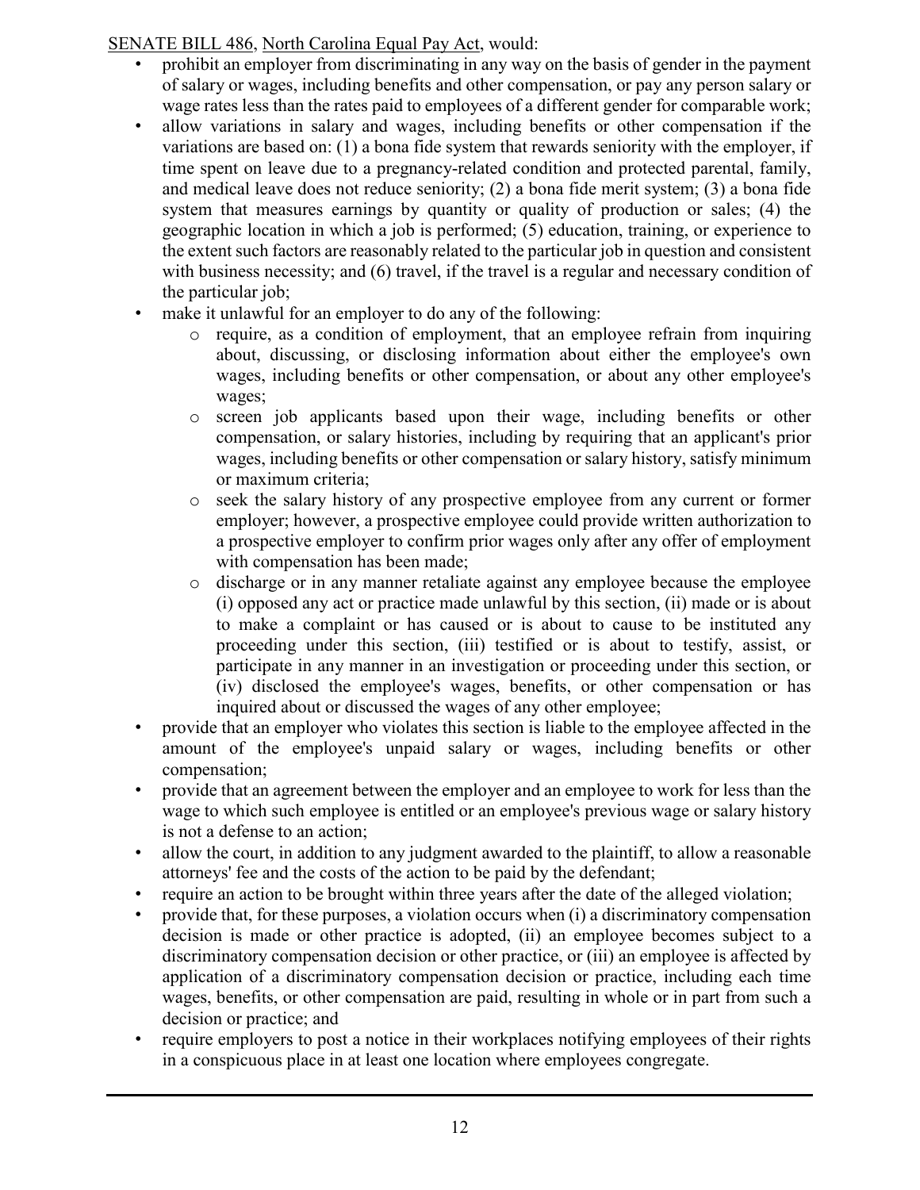SENATE BILL 486, North Carolina Equal Pay Act, would:

- prohibit an employer from discriminating in any way on the basis of gender in the payment of salary or wages, including benefits and other compensation, or pay any person salary or wage rates less than the rates paid to employees of a different gender for comparable work;
- allow variations in salary and wages, including benefits or other compensation if the variations are based on: (1) a bona fide system that rewards seniority with the employer, if time spent on leave due to a pregnancy-related condition and protected parental, family, and medical leave does not reduce seniority; (2) a bona fide merit system; (3) a bona fide system that measures earnings by quantity or quality of production or sales; (4) the geographic location in which a job is performed; (5) education, training, or experience to the extent such factors are reasonably related to the particular job in question and consistent with business necessity; and (6) travel, if the travel is a regular and necessary condition of the particular job;
- make it unlawful for an employer to do any of the following:
  - require, as a condition of employment, that an employee refrain from inquiring about, discussing, or disclosing information about either the employee's own wages, including benefits or other compensation, or about any other employee's wages;
  - screen job applicants based upon their wage, including benefits or other compensation, or salary histories, including by requiring that an applicant's prior wages, including benefits or other compensation or salary history, satisfy minimum or maximum criteria;
  - seek the salary history of any prospective employee from any current or former employer; however, a prospective employee could provide written authorization to a prospective employer to confirm prior wages only after any offer of employment with compensation has been made;
  - discharge or in any manner retaliate against any employee because the employee (i) opposed any act or practice made unlawful by this section, (ii) made or is about to make a complaint or has caused or is about to cause to be instituted any proceeding under this section, (iii) testified or is about to testify, assist, or participate in any manner in an investigation or proceeding under this section, or (iv) disclosed the employee's wages, benefits, or other compensation or has inquired about or discussed the wages of any other employee;
- provide that an employer who violates this section is liable to the employee affected in the amount of the employee's unpaid salary or wages, including benefits or other compensation;
- provide that an agreement between the employer and an employee to work for less than the wage to which such employee is entitled or an employee's previous wage or salary history is not a defense to an action;
- allow the court, in addition to any judgment awarded to the plaintiff, to allow a reasonable attorneys' fee and the costs of the action to be paid by the defendant;
- require an action to be brought within three years after the date of the alleged violation;
- provide that, for these purposes, a violation occurs when (i) a discriminatory compensation decision is made or other practice is adopted, (ii) an employee becomes subject to a discriminatory compensation decision or other practice, or (iii) an employee is affected by application of a discriminatory compensation decision or practice, including each time wages, benefits, or other compensation are paid, resulting in whole or in part from such a decision or practice; and
- require employers to post a notice in their workplaces notifying employees of their rights in a conspicuous place in at least one location where employees congregate.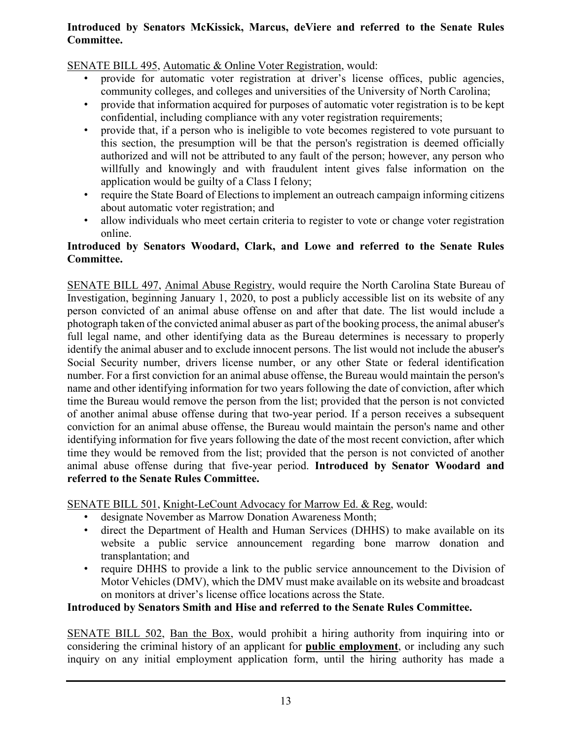**Introduced by Senators McKissick, Marcus, deViere and referred to the Senate Rules Committee.**

SENATE BILL 495, Automatic & Online Voter Registration, would:

- provide for automatic voter registration at driver's license offices, public agencies, community colleges, and colleges and universities of the University of North Carolina;
- provide that information acquired for purposes of automatic voter registration is to be kept confidential, including compliance with any voter registration requirements;
- provide that, if a person who is ineligible to vote becomes registered to vote pursuant to this section, the presumption will be that the person's registration is deemed officially authorized and will not be attributed to any fault of the person; however, any person who willfully and knowingly and with fraudulent intent gives false information on the application would be guilty of a Class I felony;
- require the State Board of Elections to implement an outreach campaign informing citizens about automatic voter registration; and
- allow individuals who meet certain criteria to register to vote or change voter registration online.

**Introduced by Senators Woodard, Clark, and Lowe and referred to the Senate Rules Committee.**

SENATE BILL 497, Animal Abuse Registry, would require the North Carolina State Bureau of Investigation, beginning January 1, 2020, to post a publicly accessible list on its website of any person convicted of an animal abuse offense on and after that date. The list would include a photograph taken of the convicted animal abuser as part of the booking process, the animal abuser's full legal name, and other identifying data as the Bureau determines is necessary to properly identify the animal abuser and to exclude innocent persons. The list would not include the abuser's Social Security number, drivers license number, or any other State or federal identification number. For a first conviction for an animal abuse offense, the Bureau would maintain the person's name and other identifying information for two years following the date of conviction, after which time the Bureau would remove the person from the list; provided that the person is not convicted of another animal abuse offense during that two-year period. If a person receives a subsequent conviction for an animal abuse offense, the Bureau would maintain the person's name and other identifying information for five years following the date of the most recent conviction, after which time they would be removed from the list; provided that the person is not convicted of another animal abuse offense during that five-year period. **Introduced by Senator Woodard and referred to the Senate Rules Committee.**

SENATE BILL 501, Knight-LeCount Advocacy for Marrow Ed. & Reg, would:

- designate November as Marrow Donation Awareness Month;
- direct the Department of Health and Human Services (DHHS) to make available on its website a public service announcement regarding bone marrow donation and transplantation; and
- require DHHS to provide a link to the public service announcement to the Division of Motor Vehicles (DMV), which the DMV must make available on its website and broadcast on monitors at driver's license office locations across the State.

**Introduced by Senators Smith and Hise and referred to the Senate Rules Committee.**

SENATE BILL 502, Ban the Box, would prohibit a hiring authority from inquiring into or considering the criminal history of an applicant for **public employment**, or including any such inquiry on any initial employment application form, until the hiring authority has made a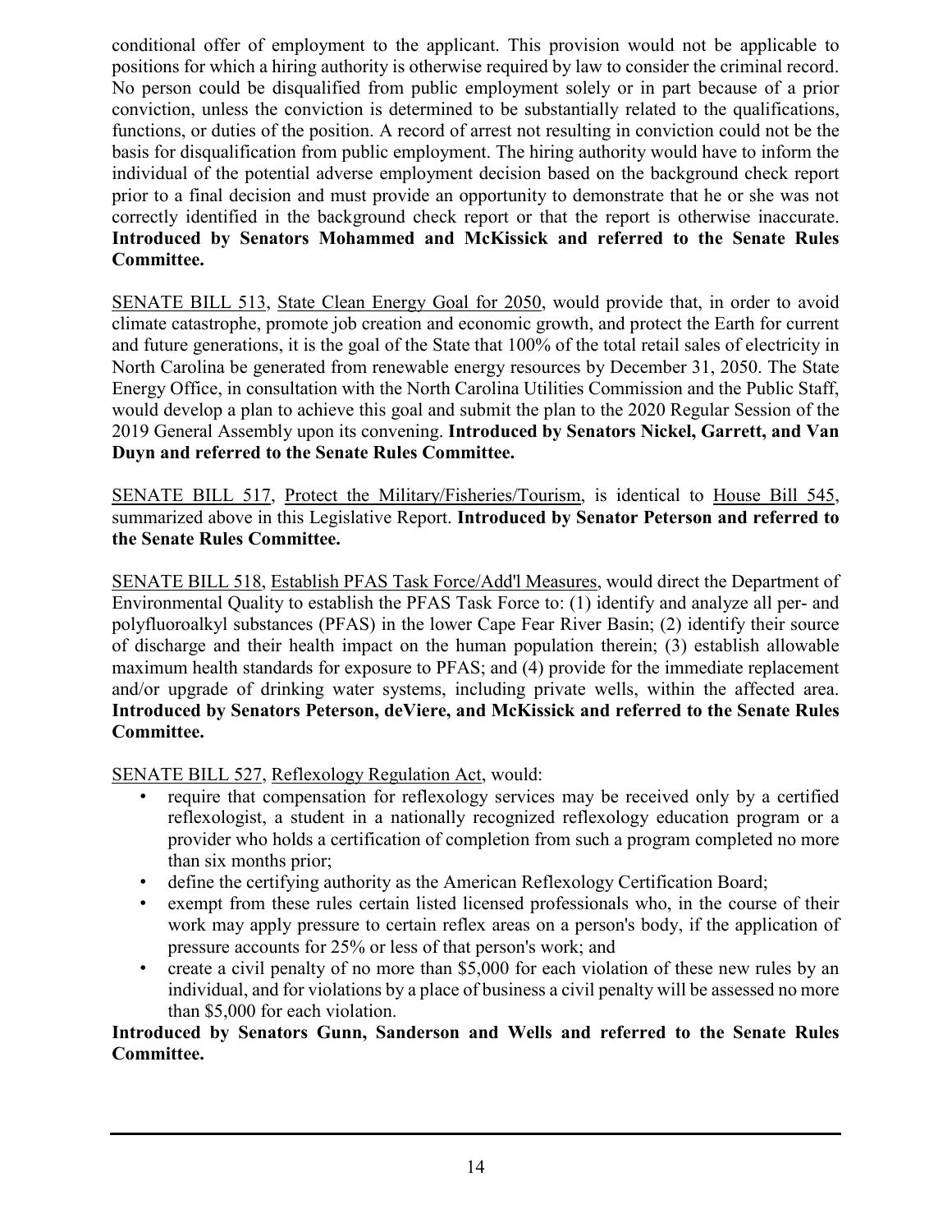conditional offer of employment to the applicant. This provision would not be applicable to positions for which a hiring authority is otherwise required by law to consider the criminal record. No person could be disqualified from public employment solely or in part because of a prior conviction, unless the conviction is determined to be substantially related to the qualifications, functions, or duties of the position. A record of arrest not resulting in conviction could not be the basis for disqualification from public employment. The hiring authority would have to inform the individual of the potential adverse employment decision based on the background check report prior to a final decision and must provide an opportunity to demonstrate that he or she was not correctly identified in the background check report or that the report is otherwise inaccurate. **Introduced by Senators Mohammed and McKissick and referred to the Senate Rules Committee.**

SENATE BILL 513, State Clean Energy Goal for 2050, would provide that, in order to avoid climate catastrophe, promote job creation and economic growth, and protect the Earth for current and future generations, it is the goal of the State that 100% of the total retail sales of electricity in North Carolina be generated from renewable energy resources by December 31, 2050. The State Energy Office, in consultation with the North Carolina Utilities Commission and the Public Staff, would develop a plan to achieve this goal and submit the plan to the 2020 Regular Session of the 2019 General Assembly upon its convening. **Introduced by Senators Nickel, Garrett, and Van Duyn and referred to the Senate Rules Committee.**

SENATE BILL 517, Protect the Military/Fisheries/Tourism, is identical to House Bill 545, summarized above in this Legislative Report. **Introduced by Senator Peterson and referred to the Senate Rules Committee.**

SENATE BILL 518, Establish PFAS Task Force/Add'l Measures, would direct the Department of Environmental Quality to establish the PFAS Task Force to: (1) identify and analyze all per- and polyfluoroalkyl substances (PFAS) in the lower Cape Fear River Basin; (2) identify their source of discharge and their health impact on the human population therein; (3) establish allowable maximum health standards for exposure to PFAS; and (4) provide for the immediate replacement and/or upgrade of drinking water systems, including private wells, within the affected area. **Introduced by Senators Peterson, deViere, and McKissick and referred to the Senate Rules Committee.**

SENATE BILL 527, Reflexology Regulation Act, would:

- require that compensation for reflexology services may be received only by a certified reflexologist, a student in a nationally recognized reflexology education program or a provider who holds a certification of completion from such a program completed no more than six months prior;
- define the certifying authority as the American Reflexology Certification Board;
- exempt from these rules certain listed licensed professionals who, in the course of their work may apply pressure to certain reflex areas on a person's body, if the application of pressure accounts for 25% or less of that person's work; and
- create a civil penalty of no more than $5,000 for each violation of these new rules by an individual, and for violations by a place of business a civil penalty will be assessed no more than $5,000 for each violation.

**Introduced by Senators Gunn, Sanderson and Wells and referred to the Senate Rules Committee.**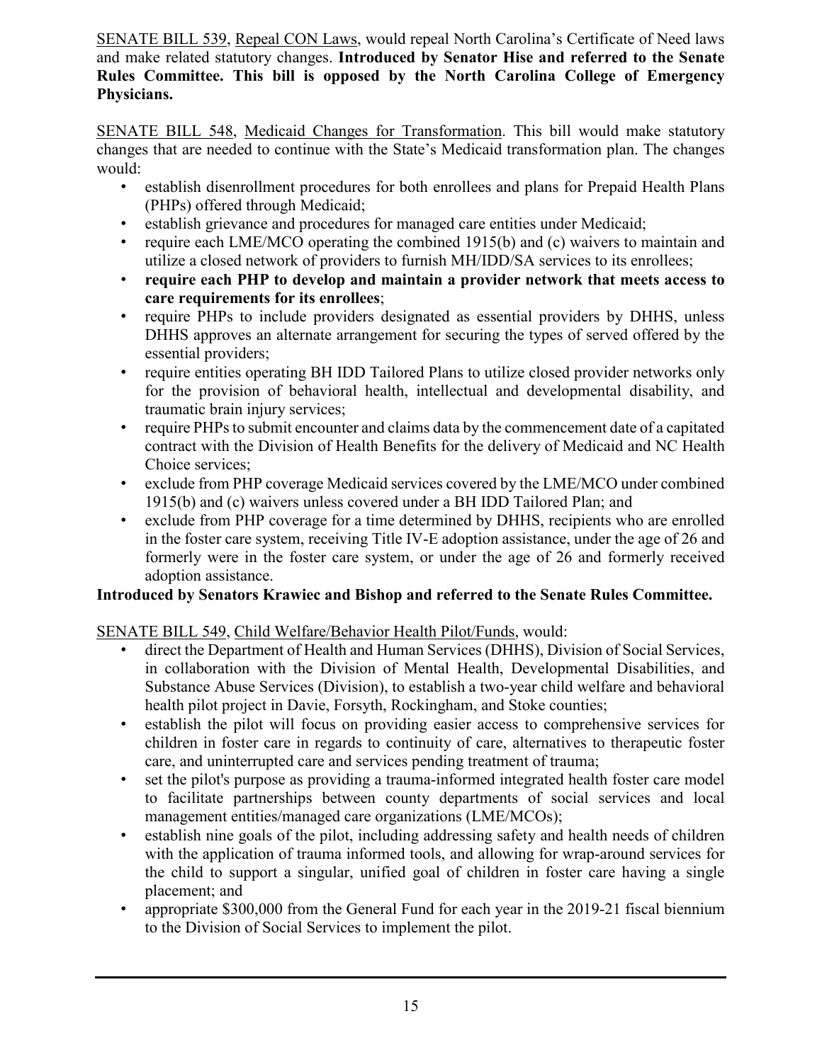SENATE BILL 539, Repeal CON Laws, would repeal North Carolina's Certificate of Need laws and make related statutory changes. **Introduced by Senator Hise and referred to the Senate Rules Committee. This bill is opposed by the North Carolina College of Emergency Physicians.**

SENATE BILL 548, Medicaid Changes for Transformation. This bill would make statutory changes that are needed to continue with the State's Medicaid transformation plan. The changes would:

- establish disenrollment procedures for both enrollees and plans for Prepaid Health Plans (PHPs) offered through Medicaid;
- establish grievance and procedures for managed care entities under Medicaid;
- require each LME/MCO operating the combined 1915(b) and (c) waivers to maintain and utilize a closed network of providers to furnish MH/IDD/SA services to its enrollees;
- **require each PHP to develop and maintain a provider network that meets access to care requirements for its enrollees**;
- require PHPs to include providers designated as essential providers by DHHS, unless DHHS approves an alternate arrangement for securing the types of served offered by the essential providers;
- require entities operating BH IDD Tailored Plans to utilize closed provider networks only for the provision of behavioral health, intellectual and developmental disability, and traumatic brain injury services;
- require PHPs to submit encounter and claims data by the commencement date of a capitated contract with the Division of Health Benefits for the delivery of Medicaid and NC Health Choice services;
- exclude from PHP coverage Medicaid services covered by the LME/MCO under combined 1915(b) and (c) waivers unless covered under a BH IDD Tailored Plan; and
- exclude from PHP coverage for a time determined by DHHS, recipients who are enrolled in the foster care system, receiving Title IV-E adoption assistance, under the age of 26 and formerly were in the foster care system, or under the age of 26 and formerly received adoption assistance.

**Introduced by Senators Krawiec and Bishop and referred to the Senate Rules Committee.**

SENATE BILL 549, Child Welfare/Behavior Health Pilot/Funds, would:

- direct the Department of Health and Human Services (DHHS), Division of Social Services, in collaboration with the Division of Mental Health, Developmental Disabilities, and Substance Abuse Services (Division), to establish a two-year child welfare and behavioral health pilot project in Davie, Forsyth, Rockingham, and Stoke counties;
- establish the pilot will focus on providing easier access to comprehensive services for children in foster care in regards to continuity of care, alternatives to therapeutic foster care, and uninterrupted care and services pending treatment of trauma;
- set the pilot's purpose as providing a trauma-informed integrated health foster care model to facilitate partnerships between county departments of social services and local management entities/managed care organizations (LME/MCOs);
- establish nine goals of the pilot, including addressing safety and health needs of children with the application of trauma informed tools, and allowing for wrap-around services for the child to support a singular, unified goal of children in foster care having a single placement; and
- appropriate $300,000 from the General Fund for each year in the 2019-21 fiscal biennium to the Division of Social Services to implement the pilot.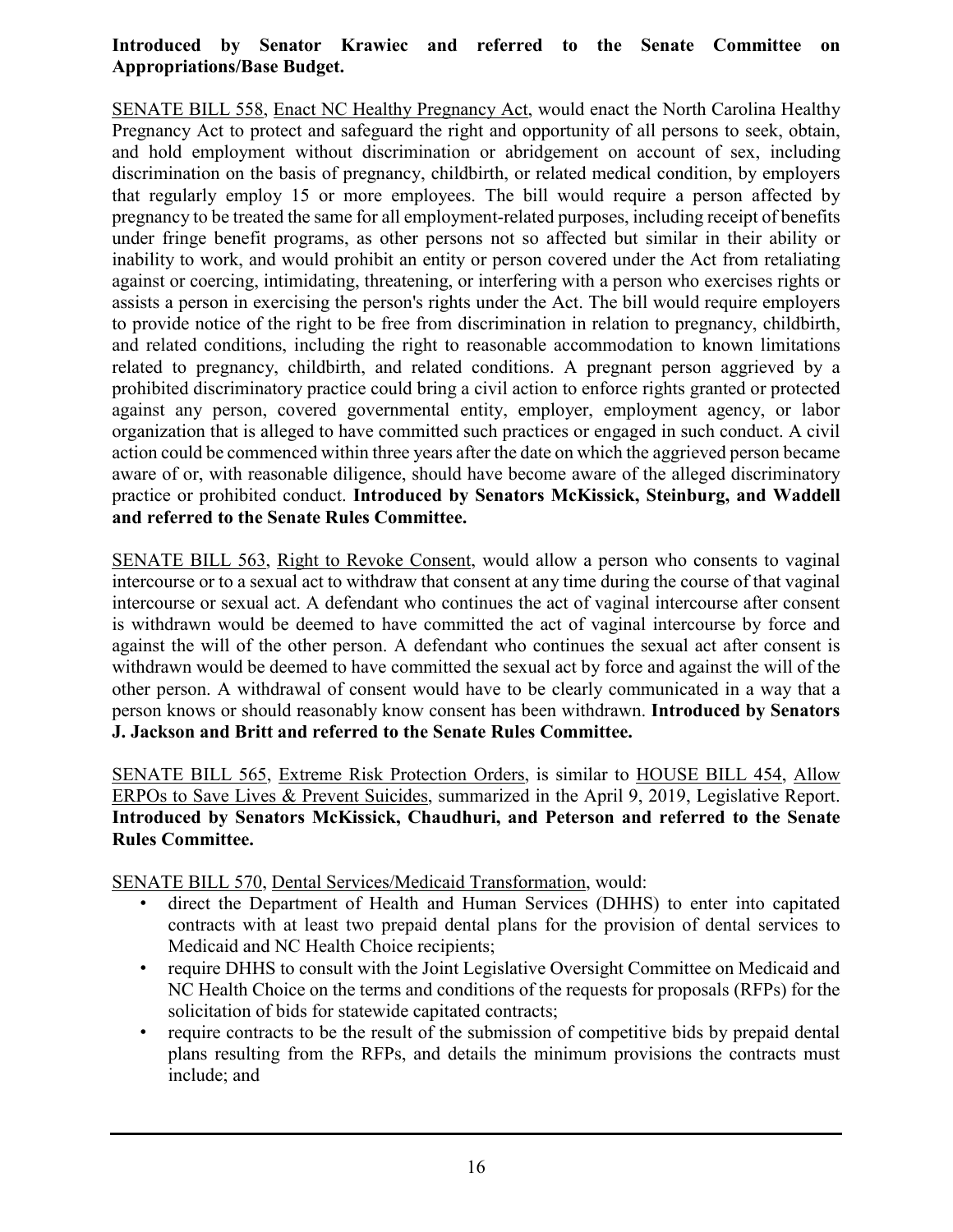**Introduced by Senator Krawiec and referred to the Senate Committee on Appropriations/Base Budget.**

SENATE BILL 558, Enact NC Healthy Pregnancy Act, would enact the North Carolina Healthy Pregnancy Act to protect and safeguard the right and opportunity of all persons to seek, obtain, and hold employment without discrimination or abridgement on account of sex, including discrimination on the basis of pregnancy, childbirth, or related medical condition, by employers that regularly employ 15 or more employees. The bill would require a person affected by pregnancy to be treated the same for all employment-related purposes, including receipt of benefits under fringe benefit programs, as other persons not so affected but similar in their ability or inability to work, and would prohibit an entity or person covered under the Act from retaliating against or coercing, intimidating, threatening, or interfering with a person who exercises rights or assists a person in exercising the person's rights under the Act. The bill would require employers to provide notice of the right to be free from discrimination in relation to pregnancy, childbirth, and related conditions, including the right to reasonable accommodation to known limitations related to pregnancy, childbirth, and related conditions. A pregnant person aggrieved by a prohibited discriminatory practice could bring a civil action to enforce rights granted or protected against any person, covered governmental entity, employer, employment agency, or labor organization that is alleged to have committed such practices or engaged in such conduct. A civil action could be commenced within three years after the date on which the aggrieved person became aware of or, with reasonable diligence, should have become aware of the alleged discriminatory practice or prohibited conduct. **Introduced by Senators McKissick, Steinburg, and Waddell and referred to the Senate Rules Committee.**

SENATE BILL 563, Right to Revoke Consent, would allow a person who consents to vaginal intercourse or to a sexual act to withdraw that consent at any time during the course of that vaginal intercourse or sexual act. A defendant who continues the act of vaginal intercourse after consent is withdrawn would be deemed to have committed the act of vaginal intercourse by force and against the will of the other person. A defendant who continues the sexual act after consent is withdrawn would be deemed to have committed the sexual act by force and against the will of the other person. A withdrawal of consent would have to be clearly communicated in a way that a person knows or should reasonably know consent has been withdrawn. **Introduced by Senators J. Jackson and Britt and referred to the Senate Rules Committee.**

SENATE BILL 565, Extreme Risk Protection Orders, is similar to HOUSE BILL 454, Allow ERPOs to Save Lives & Prevent Suicides, summarized in the April 9, 2019, Legislative Report. **Introduced by Senators McKissick, Chaudhuri, and Peterson and referred to the Senate Rules Committee.**

SENATE BILL 570, Dental Services/Medicaid Transformation, would:

- direct the Department of Health and Human Services (DHHS) to enter into capitated contracts with at least two prepaid dental plans for the provision of dental services to Medicaid and NC Health Choice recipients;
- require DHHS to consult with the Joint Legislative Oversight Committee on Medicaid and NC Health Choice on the terms and conditions of the requests for proposals (RFPs) for the solicitation of bids for statewide capitated contracts;
- require contracts to be the result of the submission of competitive bids by prepaid dental plans resulting from the RFPs, and details the minimum provisions the contracts must include; and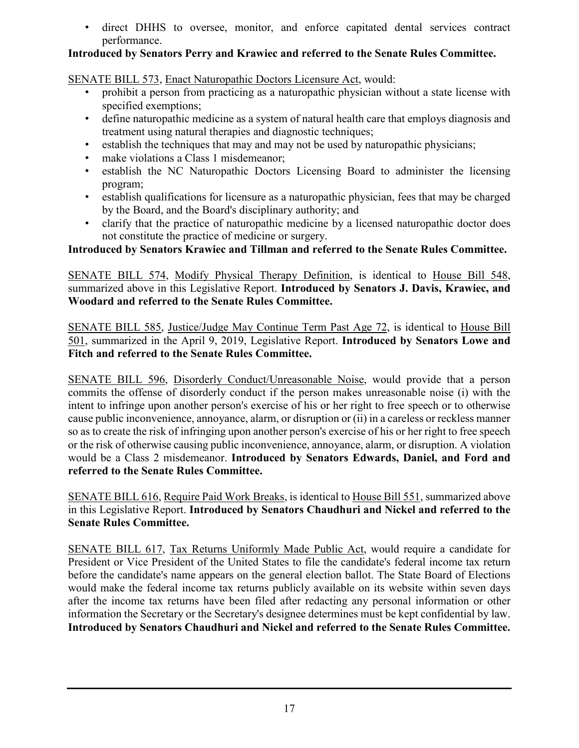- direct DHHS to oversee, monitor, and enforce capitated dental services contract performance.

**Introduced by Senators Perry and Krawiec and referred to the Senate Rules Committee.**

SENATE BILL 573, Enact Naturopathic Doctors Licensure Act, would:

- prohibit a person from practicing as a naturopathic physician without a state license with specified exemptions;
- define naturopathic medicine as a system of natural health care that employs diagnosis and treatment using natural therapies and diagnostic techniques;
- establish the techniques that may and may not be used by naturopathic physicians;
- make violations a Class 1 misdemeanor;
- establish the NC Naturopathic Doctors Licensing Board to administer the licensing program;
- establish qualifications for licensure as a naturopathic physician, fees that may be charged by the Board, and the Board's disciplinary authority; and
- clarify that the practice of naturopathic medicine by a licensed naturopathic doctor does not constitute the practice of medicine or surgery.

**Introduced by Senators Krawiec and Tillman and referred to the Senate Rules Committee.**

SENATE BILL 574, Modify Physical Therapy Definition, is identical to House Bill 548, summarized above in this Legislative Report. **Introduced by Senators J. Davis, Krawiec, and Woodard and referred to the Senate Rules Committee.**

SENATE BILL 585, Justice/Judge May Continue Term Past Age 72, is identical to House Bill 501, summarized in the April 9, 2019, Legislative Report. **Introduced by Senators Lowe and Fitch and referred to the Senate Rules Committee.**

SENATE BILL 596, Disorderly Conduct/Unreasonable Noise, would provide that a person commits the offense of disorderly conduct if the person makes unreasonable noise (i) with the intent to infringe upon another person's exercise of his or her right to free speech or to otherwise cause public inconvenience, annoyance, alarm, or disruption or (ii) in a careless or reckless manner so as to create the risk of infringing upon another person's exercise of his or her right to free speech or the risk of otherwise causing public inconvenience, annoyance, alarm, or disruption. A violation would be a Class 2 misdemeanor. **Introduced by Senators Edwards, Daniel, and Ford and referred to the Senate Rules Committee.**

SENATE BILL 616, Require Paid Work Breaks, is identical to House Bill 551, summarized above in this Legislative Report. **Introduced by Senators Chaudhuri and Nickel and referred to the Senate Rules Committee.**

SENATE BILL 617, Tax Returns Uniformly Made Public Act, would require a candidate for President or Vice President of the United States to file the candidate's federal income tax return before the candidate's name appears on the general election ballot. The State Board of Elections would make the federal income tax returns publicly available on its website within seven days after the income tax returns have been filed after redacting any personal information or other information the Secretary or the Secretary's designee determines must be kept confidential by law. **Introduced by Senators Chaudhuri and Nickel and referred to the Senate Rules Committee.**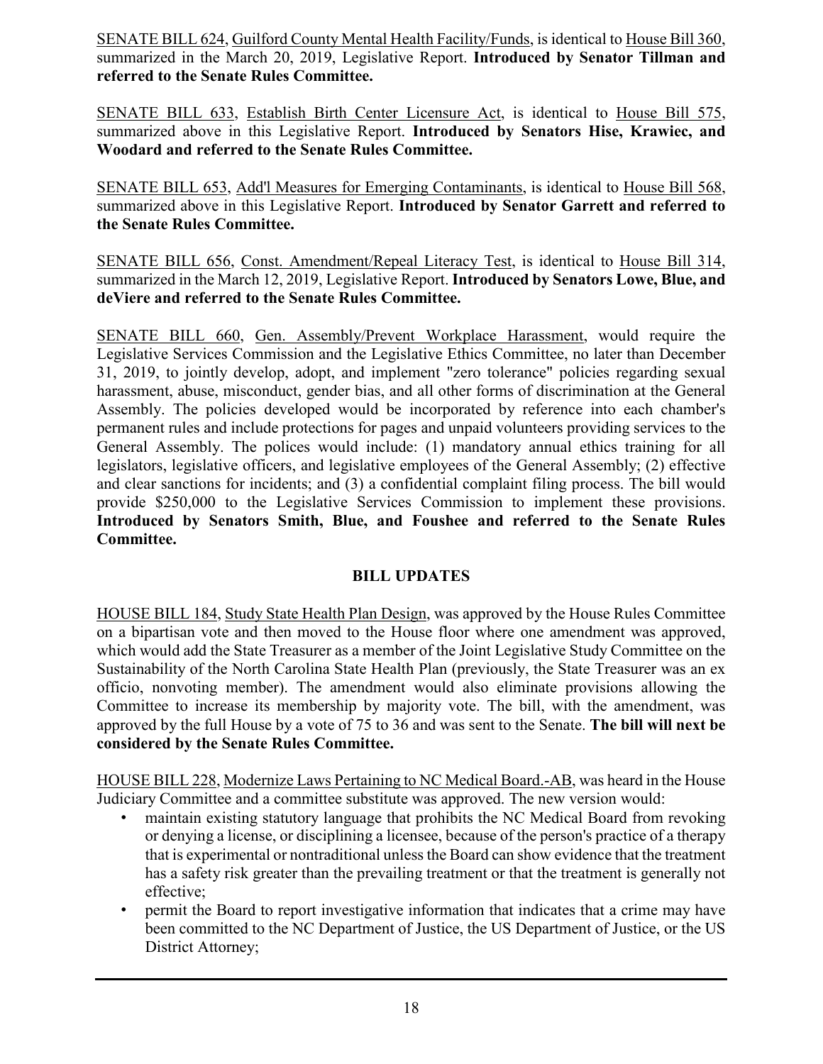SENATE BILL 624, Guilford County Mental Health Facility/Funds, is identical to House Bill 360, summarized in the March 20, 2019, Legislative Report. **Introduced by Senator Tillman and referred to the Senate Rules Committee.**

SENATE BILL 633, Establish Birth Center Licensure Act, is identical to House Bill 575, summarized above in this Legislative Report. **Introduced by Senators Hise, Krawiec, and Woodard and referred to the Senate Rules Committee.**

SENATE BILL 653, Add'l Measures for Emerging Contaminants, is identical to House Bill 568, summarized above in this Legislative Report. **Introduced by Senator Garrett and referred to the Senate Rules Committee.**

SENATE BILL 656, Const. Amendment/Repeal Literacy Test, is identical to House Bill 314, summarized in the March 12, 2019, Legislative Report. **Introduced by Senators Lowe, Blue, and deViere and referred to the Senate Rules Committee.**

SENATE BILL 660, Gen. Assembly/Prevent Workplace Harassment, would require the Legislative Services Commission and the Legislative Ethics Committee, no later than December 31, 2019, to jointly develop, adopt, and implement "zero tolerance" policies regarding sexual harassment, abuse, misconduct, gender bias, and all other forms of discrimination at the General Assembly. The policies developed would be incorporated by reference into each chamber's permanent rules and include protections for pages and unpaid volunteers providing services to the General Assembly. The polices would include: (1) mandatory annual ethics training for all legislators, legislative officers, and legislative employees of the General Assembly; (2) effective and clear sanctions for incidents; and (3) a confidential complaint filing process. The bill would provide $250,000 to the Legislative Services Commission to implement these provisions. **Introduced by Senators Smith, Blue, and Foushee and referred to the Senate Rules Committee.**

## BILL UPDATES

HOUSE BILL 184, Study State Health Plan Design, was approved by the House Rules Committee on a bipartisan vote and then moved to the House floor where one amendment was approved, which would add the State Treasurer as a member of the Joint Legislative Study Committee on the Sustainability of the North Carolina State Health Plan (previously, the State Treasurer was an ex officio, nonvoting member). The amendment would also eliminate provisions allowing the Committee to increase its membership by majority vote. The bill, with the amendment, was approved by the full House by a vote of 75 to 36 and was sent to the Senate. **The bill will next be considered by the Senate Rules Committee.**

HOUSE BILL 228, Modernize Laws Pertaining to NC Medical Board.-AB, was heard in the House Judiciary Committee and a committee substitute was approved. The new version would:

- maintain existing statutory language that prohibits the NC Medical Board from revoking or denying a license, or disciplining a licensee, because of the person's practice of a therapy that is experimental or nontraditional unless the Board can show evidence that the treatment has a safety risk greater than the prevailing treatment or that the treatment is generally not effective;
- permit the Board to report investigative information that indicates that a crime may have been committed to the NC Department of Justice, the US Department of Justice, or the US District Attorney;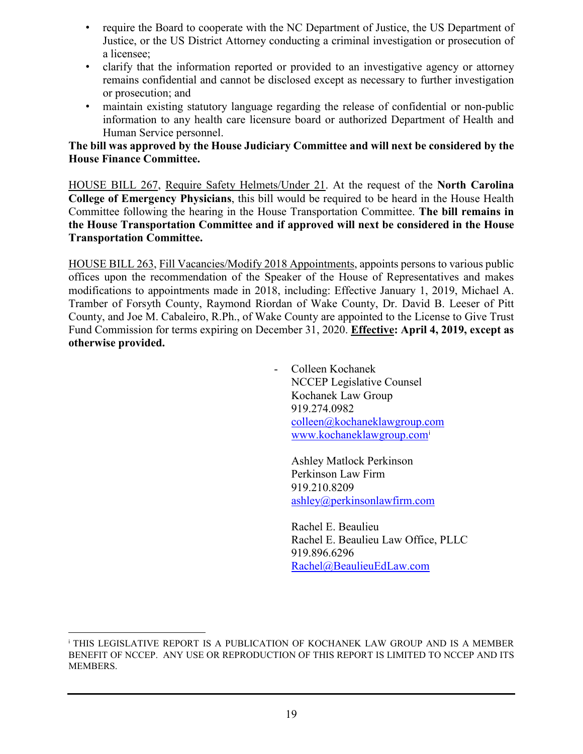- require the Board to cooperate with the NC Department of Justice, the US Department of Justice, or the US District Attorney conducting a criminal investigation or prosecution of a licensee;
- clarify that the information reported or provided to an investigative agency or attorney remains confidential and cannot be disclosed except as necessary to further investigation or prosecution; and
- maintain existing statutory language regarding the release of confidential or non-public information to any health care licensure board or authorized Department of Health and Human Service personnel.

**The bill was approved by the House Judiciary Committee and will next be considered by the House Finance Committee.**

HOUSE BILL 267, Require Safety Helmets/Under 21. At the request of the **North Carolina College of Emergency Physicians**, this bill would be required to be heard in the House Health Committee following the hearing in the House Transportation Committee. **The bill remains in the House Transportation Committee and if approved will next be considered in the House Transportation Committee.**

HOUSE BILL 263, Fill Vacancies/Modify 2018 Appointments, appoints persons to various public offices upon the recommendation of the Speaker of the House of Representatives and makes modifications to appointments made in 2018, including: Effective January 1, 2019, Michael A. Tramber of Forsyth County, Raymond Riordan of Wake County, Dr. David B. Leeser of Pitt County, and Joe M. Cabaleiro, R.Ph., of Wake County are appointed to the License to Give Trust Fund Commission for terms expiring on December 31, 2020. **Effective: April 4, 2019, except as otherwise provided.**

- Colleen Kochanek
  NCCEP Legislative Counsel
  Kochanek Law Group
  919.274.0982
  colleen@kochaneklawgroup.com
  www.kochaneklawgroup.com[i]

  Ashley Matlock Perkinson
  Perkinson Law Firm
  919.210.8209
  ashley@perkinsonlawfirm.com

  Rachel E. Beaulieu
  Rachel E. Beaulieu Law Office, PLLC
  919.896.6296
  Rachel@BeaulieuEdLaw.com

[i] THIS LEGISLATIVE REPORT IS A PUBLICATION OF KOCHANEK LAW GROUP AND IS A MEMBER BENEFIT OF NCCEP. ANY USE OR REPRODUCTION OF THIS REPORT IS LIMITED TO NCCEP AND ITS MEMBERS.